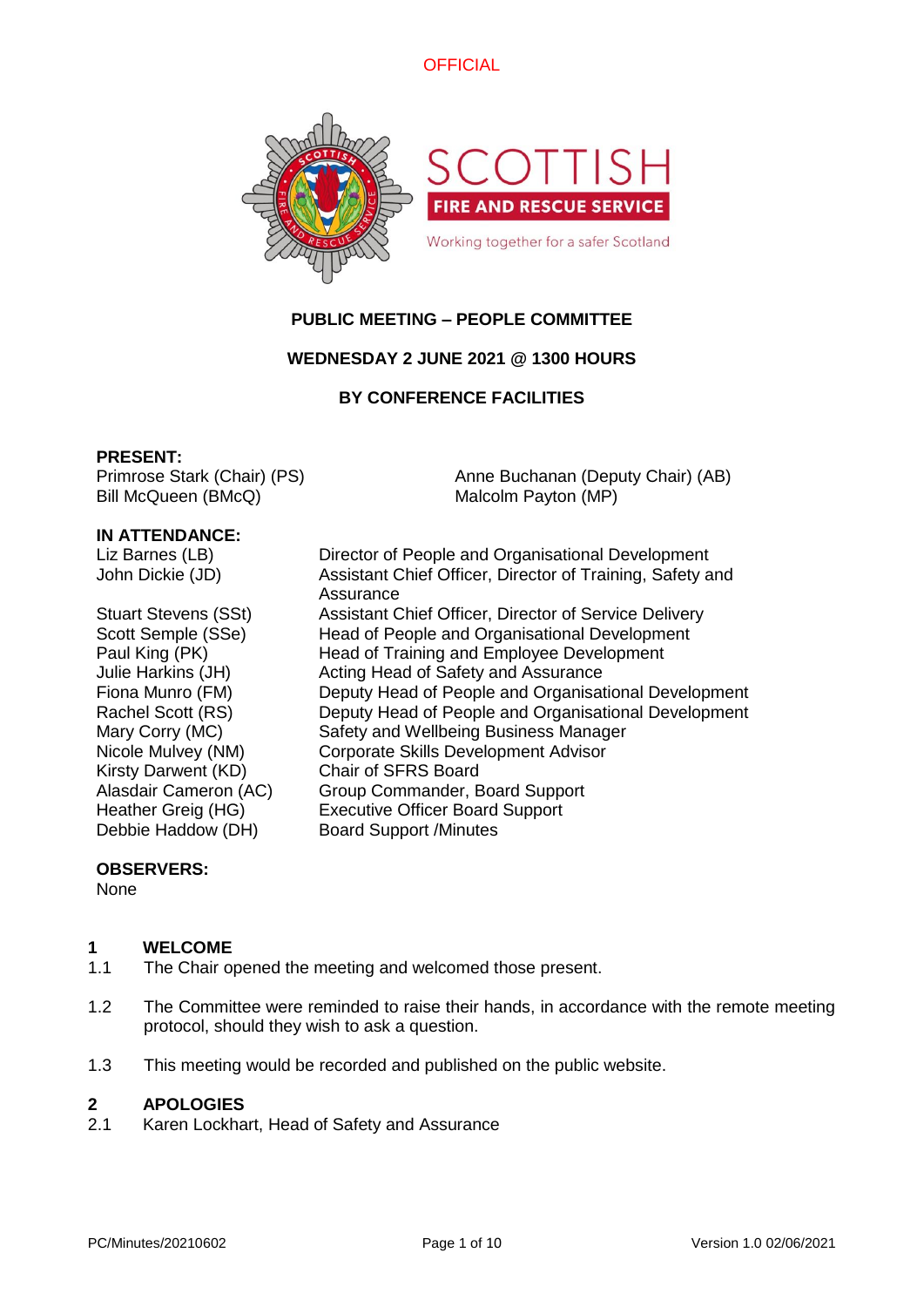OFFICIAL

SCOTTISH FIRE AND RESCUE SERVICE

Working together for a safer Scotland

# PUBLIC MEETING – PEOPLE COMMITTEE

**WEDNESDAY 2 JUNE 2021 @ 1300 HOURS**

**BY CONFERENCE FACILITIES**

**PRESENT:**

Primrose Stark (Chair) (PS)
Anne Buchanan (Deputy Chair) (AB)
Bill McQueen (BMcQ)
Malcolm Payton (MP)

**IN ATTENDANCE:**

| | |
|---|---|
| Liz Barnes (LB) | Director of People and Organisational Development |
| John Dickie (JD) | Assistant Chief Officer, Director of Training, Safety and Assurance |
| Stuart Stevens (SSt) | Assistant Chief Officer, Director of Service Delivery |
| Scott Semple (SSe) | Head of People and Organisational Development |
| Paul King (PK) | Head of Training and Employee Development |
| Julie Harkins (JH) | Acting Head of Safety and Assurance |
| Fiona Munro (FM) | Deputy Head of People and Organisational Development |
| Rachel Scott (RS) | Deputy Head of People and Organisational Development |
| Mary Corry (MC) | Safety and Wellbeing Business Manager |
| Nicole Mulvey (NM) | Corporate Skills Development Advisor |
| Kirsty Darwent (KD) | Chair of SFRS Board |
| Alasdair Cameron (AC) | Group Commander, Board Support |
| Heather Greig (HG) | Executive Officer Board Support |
| Debbie Haddow (DH) | Board Support /Minutes |

**OBSERVERS:**

None

## 1 WELCOME

1.1 The Chair opened the meeting and welcomed those present.

1.2 The Committee were reminded to raise their hands, in accordance with the remote meeting protocol, should they wish to ask a question.

1.3 This meeting would be recorded and published on the public website.

## 2 APOLOGIES

2.1 Karen Lockhart, Head of Safety and Assurance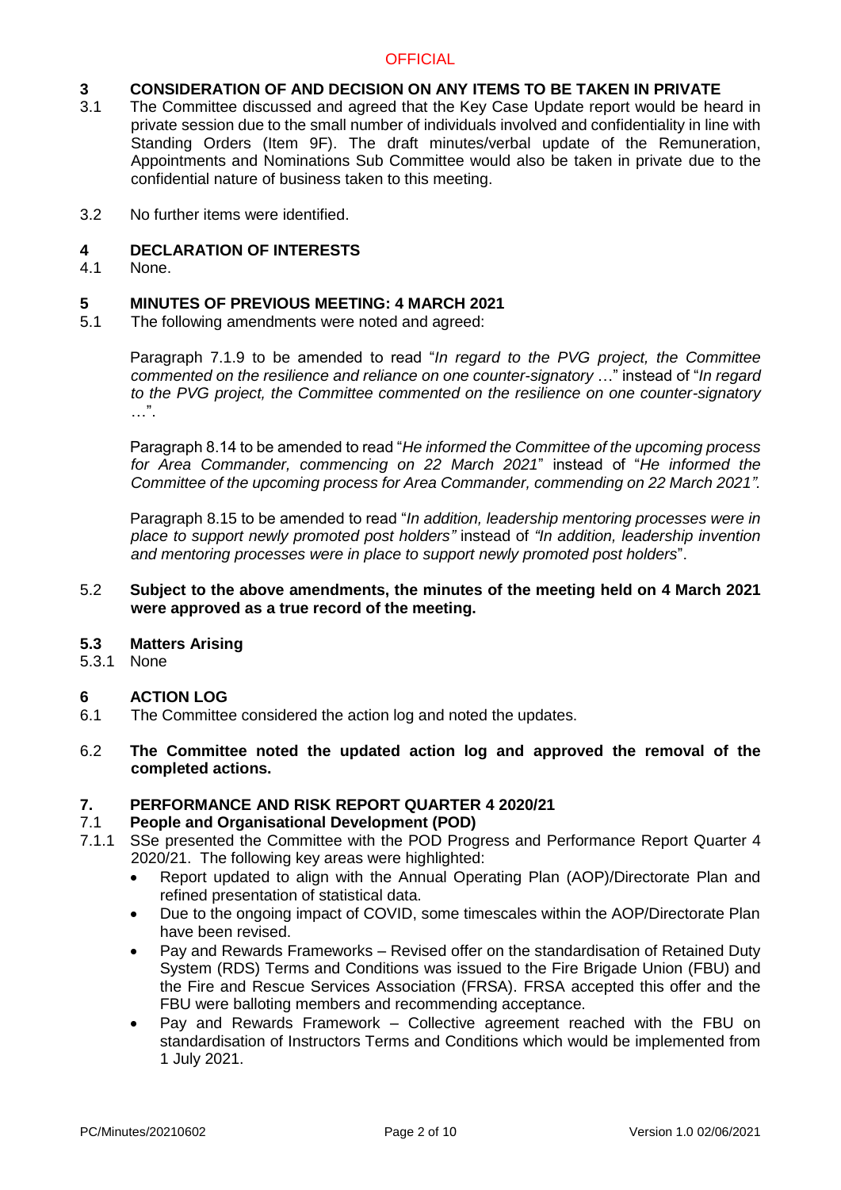## 3 CONSIDERATION OF AND DECISION ON ANY ITEMS TO BE TAKEN IN PRIVATE

3.1 The Committee discussed and agreed that the Key Case Update report would be heard in private session due to the small number of individuals involved and confidentiality in line with Standing Orders (Item 9F). The draft minutes/verbal update of the Remuneration, Appointments and Nominations Sub Committee would also be taken in private due to the confidential nature of business taken to this meeting.

3.2 No further items were identified.

## 4 DECLARATION OF INTERESTS

4.1 None.

## 5 MINUTES OF PREVIOUS MEETING: 4 MARCH 2021

5.1 The following amendments were noted and agreed:

Paragraph 7.1.9 to be amended to read "*In regard to the PVG project, the Committee commented on the resilience and reliance on one counter-signatory* …" instead of "*In regard to the PVG project, the Committee commented on the resilience on one counter-signatory* …".

Paragraph 8.14 to be amended to read "*He informed the Committee of the upcoming process for Area Commander, commencing on 22 March 2021*" instead of "*He informed the Committee of the upcoming process for Area Commander, commending on 22 March 2021".*

Paragraph 8.15 to be amended to read "*In addition, leadership mentoring processes were in place to support newly promoted post holders"* instead of *"In addition, leadership invention and mentoring processes were in place to support newly promoted post holders*".

5.2 **Subject to the above amendments, the minutes of the meeting held on 4 March 2021 were approved as a true record of the meeting.**

### 5.3 Matters Arising

5.3.1 None

## 6 ACTION LOG

6.1 The Committee considered the action log and noted the updates.

6.2 **The Committee noted the updated action log and approved the removal of the completed actions.**

## 7. PERFORMANCE AND RISK REPORT QUARTER 4 2020/21

### 7.1 People and Organisational Development (POD)

7.1.1 SSe presented the Committee with the POD Progress and Performance Report Quarter 4 2020/21. The following key areas were highlighted:

- Report updated to align with the Annual Operating Plan (AOP)/Directorate Plan and refined presentation of statistical data.
- Due to the ongoing impact of COVID, some timescales within the AOP/Directorate Plan have been revised.
- Pay and Rewards Frameworks – Revised offer on the standardisation of Retained Duty System (RDS) Terms and Conditions was issued to the Fire Brigade Union (FBU) and the Fire and Rescue Services Association (FRSA). FRSA accepted this offer and the FBU were balloting members and recommending acceptance.
- Pay and Rewards Framework – Collective agreement reached with the FBU on standardisation of Instructors Terms and Conditions which would be implemented from 1 July 2021.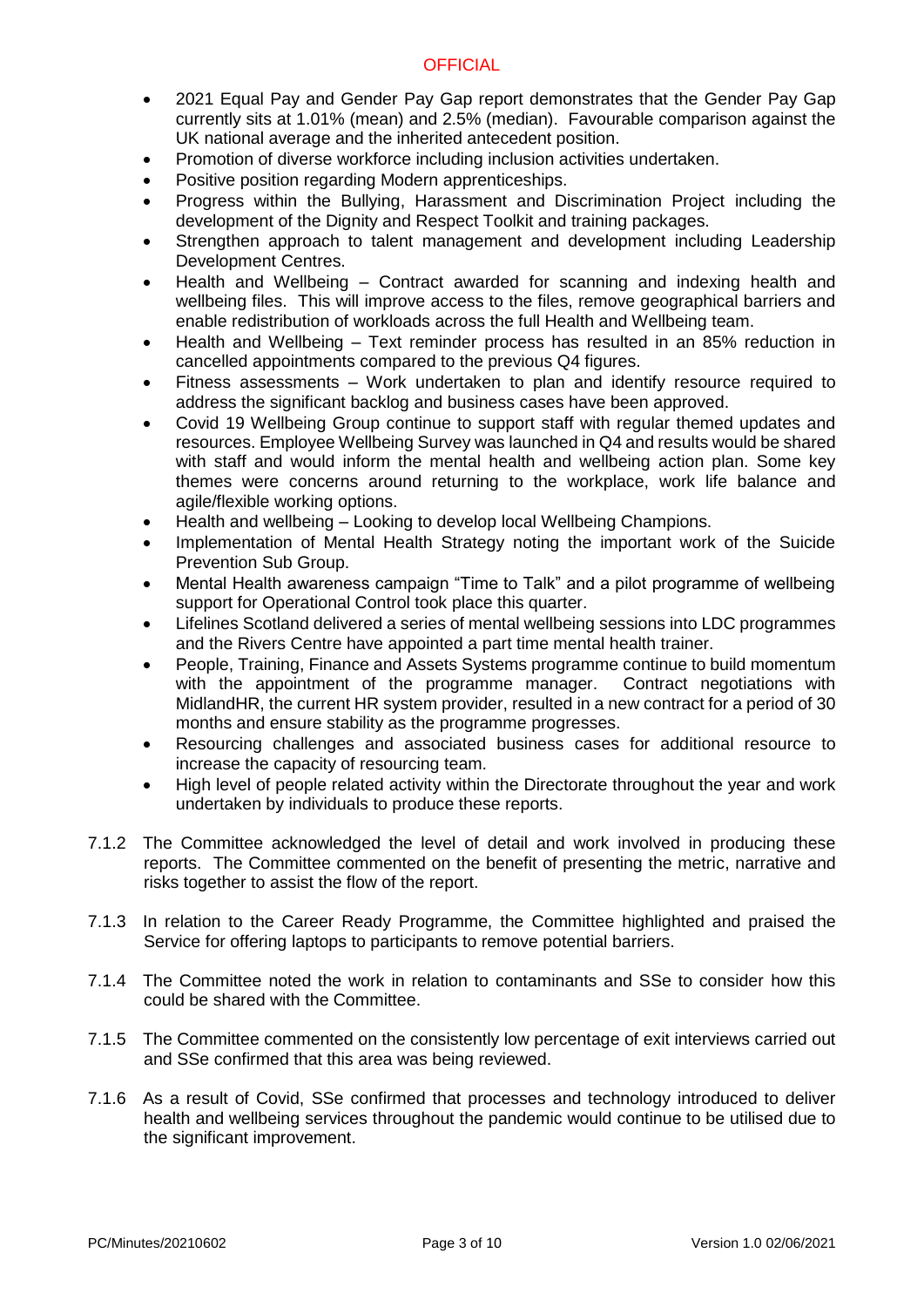- 2021 Equal Pay and Gender Pay Gap report demonstrates that the Gender Pay Gap currently sits at 1.01% (mean) and 2.5% (median). Favourable comparison against the UK national average and the inherited antecedent position.
- Promotion of diverse workforce including inclusion activities undertaken.
- Positive position regarding Modern apprenticeships.
- Progress within the Bullying, Harassment and Discrimination Project including the development of the Dignity and Respect Toolkit and training packages.
- Strengthen approach to talent management and development including Leadership Development Centres.
- Health and Wellbeing – Contract awarded for scanning and indexing health and wellbeing files. This will improve access to the files, remove geographical barriers and enable redistribution of workloads across the full Health and Wellbeing team.
- Health and Wellbeing – Text reminder process has resulted in an 85% reduction in cancelled appointments compared to the previous Q4 figures.
- Fitness assessments – Work undertaken to plan and identify resource required to address the significant backlog and business cases have been approved.
- Covid 19 Wellbeing Group continue to support staff with regular themed updates and resources. Employee Wellbeing Survey was launched in Q4 and results would be shared with staff and would inform the mental health and wellbeing action plan. Some key themes were concerns around returning to the workplace, work life balance and agile/flexible working options.
- Health and wellbeing – Looking to develop local Wellbeing Champions.
- Implementation of Mental Health Strategy noting the important work of the Suicide Prevention Sub Group.
- Mental Health awareness campaign "Time to Talk" and a pilot programme of wellbeing support for Operational Control took place this quarter.
- Lifelines Scotland delivered a series of mental wellbeing sessions into LDC programmes and the Rivers Centre have appointed a part time mental health trainer.
- People, Training, Finance and Assets Systems programme continue to build momentum with the appointment of the programme manager. Contract negotiations with MidlandHR, the current HR system provider, resulted in a new contract for a period of 30 months and ensure stability as the programme progresses.
- Resourcing challenges and associated business cases for additional resource to increase the capacity of resourcing team.
- High level of people related activity within the Directorate throughout the year and work undertaken by individuals to produce these reports.

7.1.2 The Committee acknowledged the level of detail and work involved in producing these reports. The Committee commented on the benefit of presenting the metric, narrative and risks together to assist the flow of the report.

7.1.3 In relation to the Career Ready Programme, the Committee highlighted and praised the Service for offering laptops to participants to remove potential barriers.

7.1.4 The Committee noted the work in relation to contaminants and SSe to consider how this could be shared with the Committee.

7.1.5 The Committee commented on the consistently low percentage of exit interviews carried out and SSe confirmed that this area was being reviewed.

7.1.6 As a result of Covid, SSe confirmed that processes and technology introduced to deliver health and wellbeing services throughout the pandemic would continue to be utilised due to the significant improvement.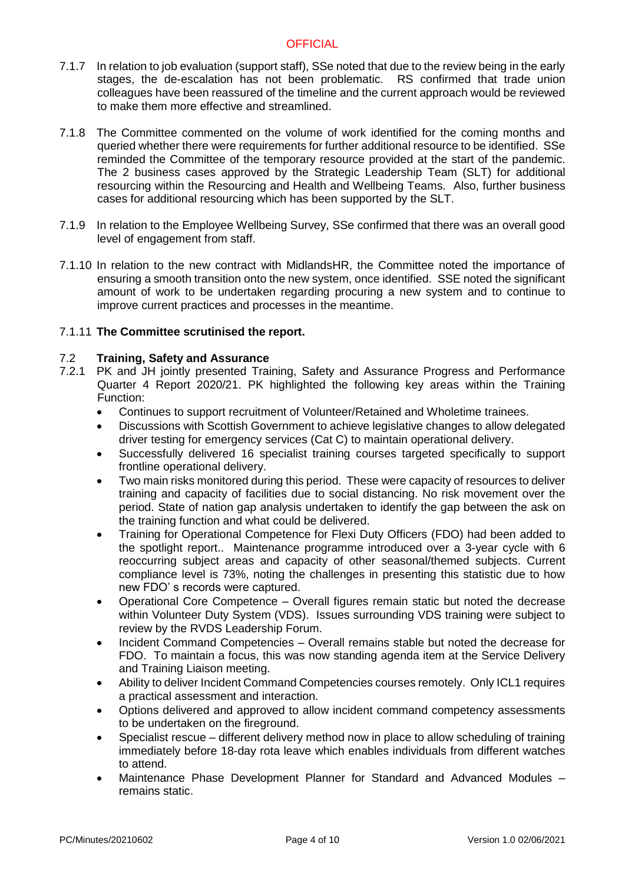7.1.7 In relation to job evaluation (support staff), SSe noted that due to the review being in the early stages, the de-escalation has not been problematic. RS confirmed that trade union colleagues have been reassured of the timeline and the current approach would be reviewed to make them more effective and streamlined.

7.1.8 The Committee commented on the volume of work identified for the coming months and queried whether there were requirements for further additional resource to be identified. SSe reminded the Committee of the temporary resource provided at the start of the pandemic. The 2 business cases approved by the Strategic Leadership Team (SLT) for additional resourcing within the Resourcing and Health and Wellbeing Teams. Also, further business cases for additional resourcing which has been supported by the SLT.

7.1.9 In relation to the Employee Wellbeing Survey, SSe confirmed that there was an overall good level of engagement from staff.

7.1.10 In relation to the new contract with MidlandsHR, the Committee noted the importance of ensuring a smooth transition onto the new system, once identified. SSE noted the significant amount of work to be undertaken regarding procuring a new system and to continue to improve current practices and processes in the meantime.

7.1.11 **The Committee scrutinised the report.**

## 7.2 Training, Safety and Assurance

7.2.1 PK and JH jointly presented Training, Safety and Assurance Progress and Performance Quarter 4 Report 2020/21. PK highlighted the following key areas within the Training Function:

- Continues to support recruitment of Volunteer/Retained and Wholetime trainees.
- Discussions with Scottish Government to achieve legislative changes to allow delegated driver testing for emergency services (Cat C) to maintain operational delivery.
- Successfully delivered 16 specialist training courses targeted specifically to support frontline operational delivery.
- Two main risks monitored during this period. These were capacity of resources to deliver training and capacity of facilities due to social distancing. No risk movement over the period. State of nation gap analysis undertaken to identify the gap between the ask on the training function and what could be delivered.
- Training for Operational Competence for Flexi Duty Officers (FDO) had been added to the spotlight report.. Maintenance programme introduced over a 3-year cycle with 6 reoccurring subject areas and capacity of other seasonal/themed subjects. Current compliance level is 73%, noting the challenges in presenting this statistic due to how new FDO' s records were captured.
- Operational Core Competence – Overall figures remain static but noted the decrease within Volunteer Duty System (VDS). Issues surrounding VDS training were subject to review by the RVDS Leadership Forum.
- Incident Command Competencies – Overall remains stable but noted the decrease for FDO. To maintain a focus, this was now standing agenda item at the Service Delivery and Training Liaison meeting.
- Ability to deliver Incident Command Competencies courses remotely. Only ICL1 requires a practical assessment and interaction.
- Options delivered and approved to allow incident command competency assessments to be undertaken on the fireground.
- Specialist rescue – different delivery method now in place to allow scheduling of training immediately before 18-day rota leave which enables individuals from different watches to attend.
- Maintenance Phase Development Planner for Standard and Advanced Modules – remains static.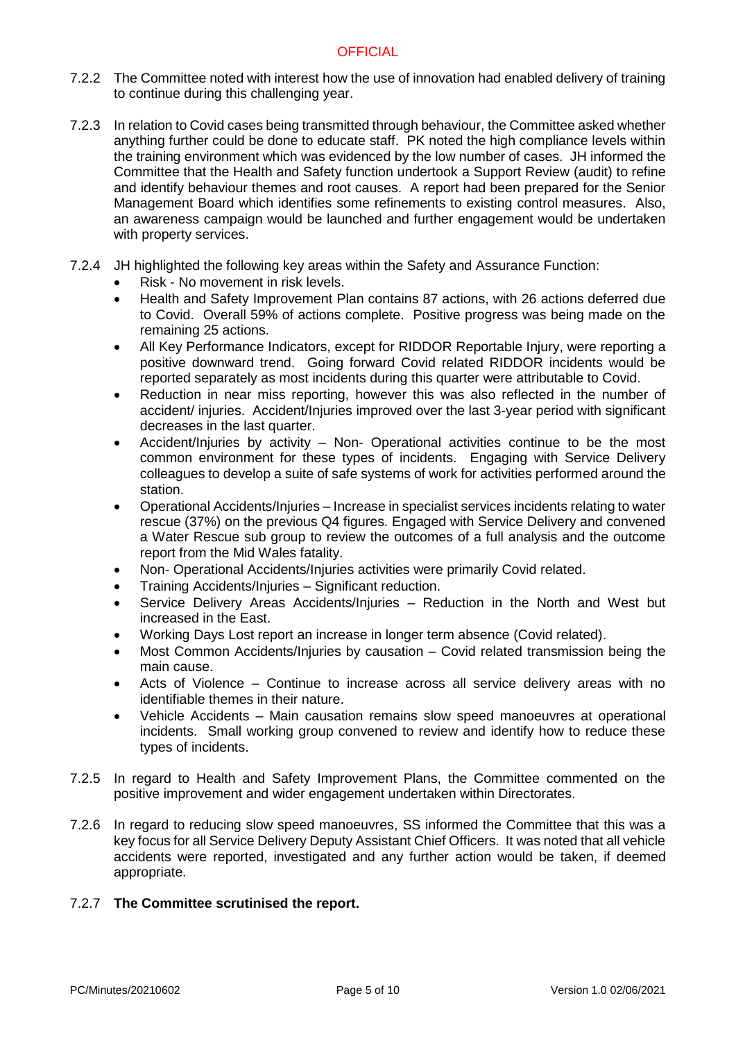7.2.2 The Committee noted with interest how the use of innovation had enabled delivery of training to continue during this challenging year.

7.2.3 In relation to Covid cases being transmitted through behaviour, the Committee asked whether anything further could be done to educate staff. PK noted the high compliance levels within the training environment which was evidenced by the low number of cases. JH informed the Committee that the Health and Safety function undertook a Support Review (audit) to refine and identify behaviour themes and root causes. A report had been prepared for the Senior Management Board which identifies some refinements to existing control measures. Also, an awareness campaign would be launched and further engagement would be undertaken with property services.

7.2.4 JH highlighted the following key areas within the Safety and Assurance Function:

- Risk - No movement in risk levels.
- Health and Safety Improvement Plan contains 87 actions, with 26 actions deferred due to Covid. Overall 59% of actions complete. Positive progress was being made on the remaining 25 actions.
- All Key Performance Indicators, except for RIDDOR Reportable Injury, were reporting a positive downward trend. Going forward Covid related RIDDOR incidents would be reported separately as most incidents during this quarter were attributable to Covid.
- Reduction in near miss reporting, however this was also reflected in the number of accident/ injuries. Accident/Injuries improved over the last 3-year period with significant decreases in the last quarter.
- Accident/Injuries by activity – Non- Operational activities continue to be the most common environment for these types of incidents. Engaging with Service Delivery colleagues to develop a suite of safe systems of work for activities performed around the station.
- Operational Accidents/Injuries – Increase in specialist services incidents relating to water rescue (37%) on the previous Q4 figures. Engaged with Service Delivery and convened a Water Rescue sub group to review the outcomes of a full analysis and the outcome report from the Mid Wales fatality.
- Non- Operational Accidents/Injuries activities were primarily Covid related.
- Training Accidents/Injuries – Significant reduction.
- Service Delivery Areas Accidents/Injuries – Reduction in the North and West but increased in the East.
- Working Days Lost report an increase in longer term absence (Covid related).
- Most Common Accidents/Injuries by causation – Covid related transmission being the main cause.
- Acts of Violence – Continue to increase across all service delivery areas with no identifiable themes in their nature.
- Vehicle Accidents – Main causation remains slow speed manoeuvres at operational incidents. Small working group convened to review and identify how to reduce these types of incidents.

7.2.5 In regard to Health and Safety Improvement Plans, the Committee commented on the positive improvement and wider engagement undertaken within Directorates.

7.2.6 In regard to reducing slow speed manoeuvres, SS informed the Committee that this was a key focus for all Service Delivery Deputy Assistant Chief Officers. It was noted that all vehicle accidents were reported, investigated and any further action would be taken, if deemed appropriate.

7.2.7 **The Committee scrutinised the report.**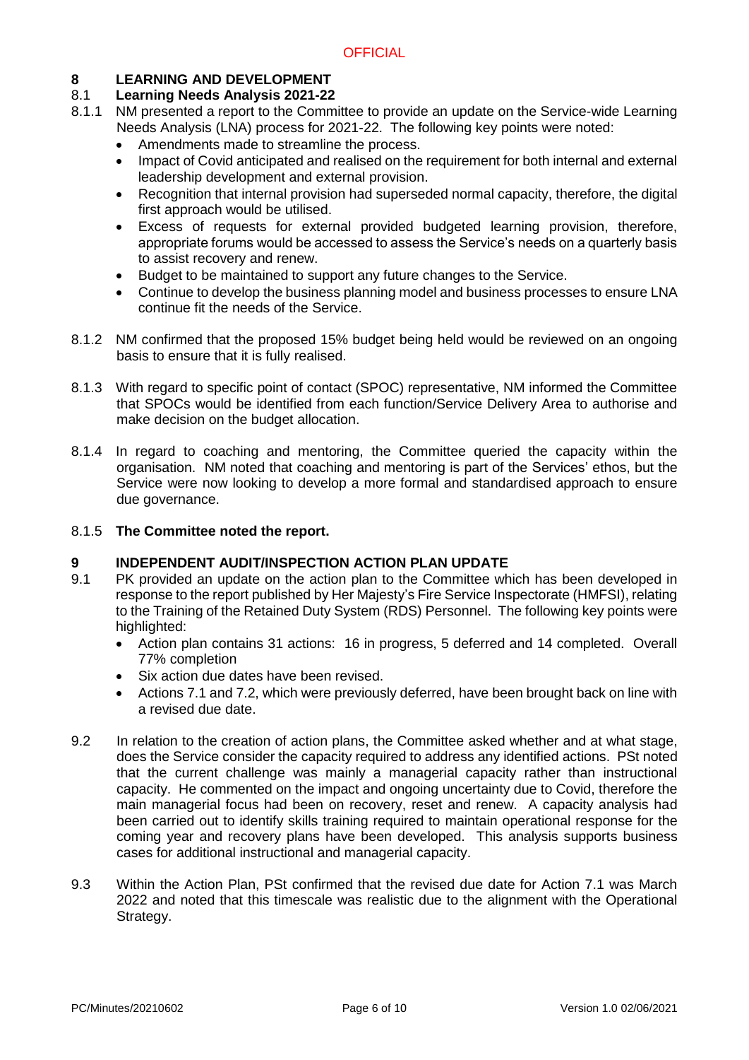## 8 LEARNING AND DEVELOPMENT

### 8.1 Learning Needs Analysis 2021-22

8.1.1 NM presented a report to the Committee to provide an update on the Service-wide Learning Needs Analysis (LNA) process for 2021-22. The following key points were noted:

- Amendments made to streamline the process.
- Impact of Covid anticipated and realised on the requirement for both internal and external leadership development and external provision.
- Recognition that internal provision had superseded normal capacity, therefore, the digital first approach would be utilised.
- Excess of requests for external provided budgeted learning provision, therefore, appropriate forums would be accessed to assess the Service's needs on a quarterly basis to assist recovery and renew.
- Budget to be maintained to support any future changes to the Service.
- Continue to develop the business planning model and business processes to ensure LNA continue fit the needs of the Service.

8.1.2 NM confirmed that the proposed 15% budget being held would be reviewed on an ongoing basis to ensure that it is fully realised.

8.1.3 With regard to specific point of contact (SPOC) representative, NM informed the Committee that SPOCs would be identified from each function/Service Delivery Area to authorise and make decision on the budget allocation.

8.1.4 In regard to coaching and mentoring, the Committee queried the capacity within the organisation. NM noted that coaching and mentoring is part of the Services' ethos, but the Service were now looking to develop a more formal and standardised approach to ensure due governance.

8.1.5 **The Committee noted the report.**

## 9 INDEPENDENT AUDIT/INSPECTION ACTION PLAN UPDATE

9.1 PK provided an update on the action plan to the Committee which has been developed in response to the report published by Her Majesty's Fire Service Inspectorate (HMFSI), relating to the Training of the Retained Duty System (RDS) Personnel. The following key points were highlighted:

- Action plan contains 31 actions: 16 in progress, 5 deferred and 14 completed. Overall 77% completion
- Six action due dates have been revised.
- Actions 7.1 and 7.2, which were previously deferred, have been brought back on line with a revised due date.

9.2 In relation to the creation of action plans, the Committee asked whether and at what stage, does the Service consider the capacity required to address any identified actions. PSt noted that the current challenge was mainly a managerial capacity rather than instructional capacity. He commented on the impact and ongoing uncertainty due to Covid, therefore the main managerial focus had been on recovery, reset and renew. A capacity analysis had been carried out to identify skills training required to maintain operational response for the coming year and recovery plans have been developed. This analysis supports business cases for additional instructional and managerial capacity.

9.3 Within the Action Plan, PSt confirmed that the revised due date for Action 7.1 was March 2022 and noted that this timescale was realistic due to the alignment with the Operational Strategy.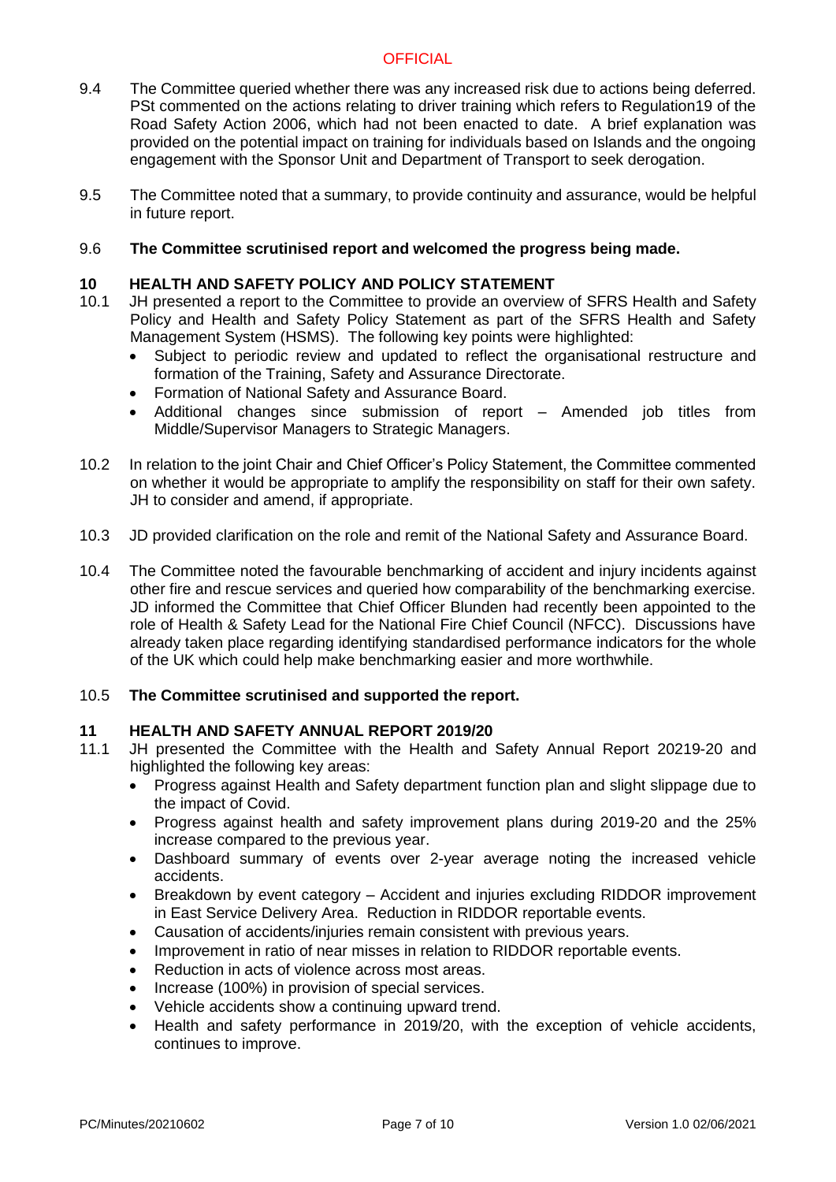9.4 The Committee queried whether there was any increased risk due to actions being deferred. PSt commented on the actions relating to driver training which refers to Regulation19 of the Road Safety Action 2006, which had not been enacted to date. A brief explanation was provided on the potential impact on training for individuals based on Islands and the ongoing engagement with the Sponsor Unit and Department of Transport to seek derogation.

9.5 The Committee noted that a summary, to provide continuity and assurance, would be helpful in future report.

9.6 **The Committee scrutinised report and welcomed the progress being made.**

## 10 HEALTH AND SAFETY POLICY AND POLICY STATEMENT

10.1 JH presented a report to the Committee to provide an overview of SFRS Health and Safety Policy and Health and Safety Policy Statement as part of the SFRS Health and Safety Management System (HSMS). The following key points were highlighted:

- Subject to periodic review and updated to reflect the organisational restructure and formation of the Training, Safety and Assurance Directorate.
- Formation of National Safety and Assurance Board.
- Additional changes since submission of report – Amended job titles from Middle/Supervisor Managers to Strategic Managers.

10.2 In relation to the joint Chair and Chief Officer's Policy Statement, the Committee commented on whether it would be appropriate to amplify the responsibility on staff for their own safety. JH to consider and amend, if appropriate.

10.3 JD provided clarification on the role and remit of the National Safety and Assurance Board.

10.4 The Committee noted the favourable benchmarking of accident and injury incidents against other fire and rescue services and queried how comparability of the benchmarking exercise. JD informed the Committee that Chief Officer Blunden had recently been appointed to the role of Health & Safety Lead for the National Fire Chief Council (NFCC). Discussions have already taken place regarding identifying standardised performance indicators for the whole of the UK which could help make benchmarking easier and more worthwhile.

10.5 **The Committee scrutinised and supported the report.**

## 11 HEALTH AND SAFETY ANNUAL REPORT 2019/20

11.1 JH presented the Committee with the Health and Safety Annual Report 20219-20 and highlighted the following key areas:

- Progress against Health and Safety department function plan and slight slippage due to the impact of Covid.
- Progress against health and safety improvement plans during 2019-20 and the 25% increase compared to the previous year.
- Dashboard summary of events over 2-year average noting the increased vehicle accidents.
- Breakdown by event category – Accident and injuries excluding RIDDOR improvement in East Service Delivery Area. Reduction in RIDDOR reportable events.
- Causation of accidents/injuries remain consistent with previous years.
- Improvement in ratio of near misses in relation to RIDDOR reportable events.
- Reduction in acts of violence across most areas.
- Increase (100%) in provision of special services.
- Vehicle accidents show a continuing upward trend.
- Health and safety performance in 2019/20, with the exception of vehicle accidents, continues to improve.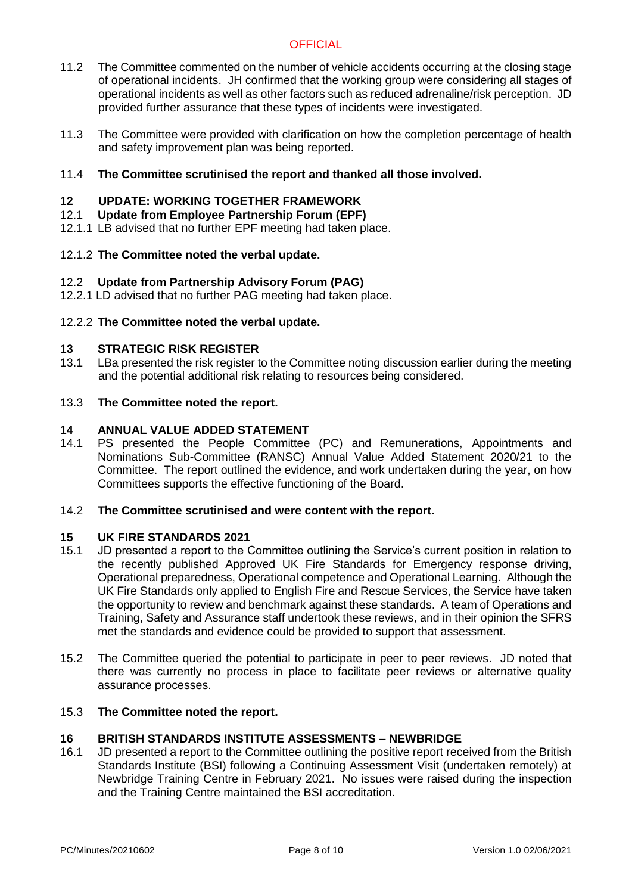11.2 The Committee commented on the number of vehicle accidents occurring at the closing stage of operational incidents. JH confirmed that the working group were considering all stages of operational incidents as well as other factors such as reduced adrenaline/risk perception. JD provided further assurance that these types of incidents were investigated.

11.3 The Committee were provided with clarification on how the completion percentage of health and safety improvement plan was being reported.

11.4 **The Committee scrutinised the report and thanked all those involved.**

## 12 UPDATE: WORKING TOGETHER FRAMEWORK

### 12.1 Update from Employee Partnership Forum (EPF)

12.1.1 LB advised that no further EPF meeting had taken place.

12.1.2 **The Committee noted the verbal update.**

### 12.2 Update from Partnership Advisory Forum (PAG)

12.2.1 LD advised that no further PAG meeting had taken place.

12.2.2 **The Committee noted the verbal update.**

## 13 STRATEGIC RISK REGISTER

13.1 LBa presented the risk register to the Committee noting discussion earlier during the meeting and the potential additional risk relating to resources being considered.

13.3 **The Committee noted the report.**

## 14 ANNUAL VALUE ADDED STATEMENT

14.1 PS presented the People Committee (PC) and Remunerations, Appointments and Nominations Sub-Committee (RANSC) Annual Value Added Statement 2020/21 to the Committee. The report outlined the evidence, and work undertaken during the year, on how Committees supports the effective functioning of the Board.

14.2 **The Committee scrutinised and were content with the report.**

## 15 UK FIRE STANDARDS 2021

15.1 JD presented a report to the Committee outlining the Service's current position in relation to the recently published Approved UK Fire Standards for Emergency response driving, Operational preparedness, Operational competence and Operational Learning. Although the UK Fire Standards only applied to English Fire and Rescue Services, the Service have taken the opportunity to review and benchmark against these standards. A team of Operations and Training, Safety and Assurance staff undertook these reviews, and in their opinion the SFRS met the standards and evidence could be provided to support that assessment.

15.2 The Committee queried the potential to participate in peer to peer reviews. JD noted that there was currently no process in place to facilitate peer reviews or alternative quality assurance processes.

15.3 **The Committee noted the report.**

## 16 BRITISH STANDARDS INSTITUTE ASSESSMENTS – NEWBRIDGE

16.1 JD presented a report to the Committee outlining the positive report received from the British Standards Institute (BSI) following a Continuing Assessment Visit (undertaken remotely) at Newbridge Training Centre in February 2021. No issues were raised during the inspection and the Training Centre maintained the BSI accreditation.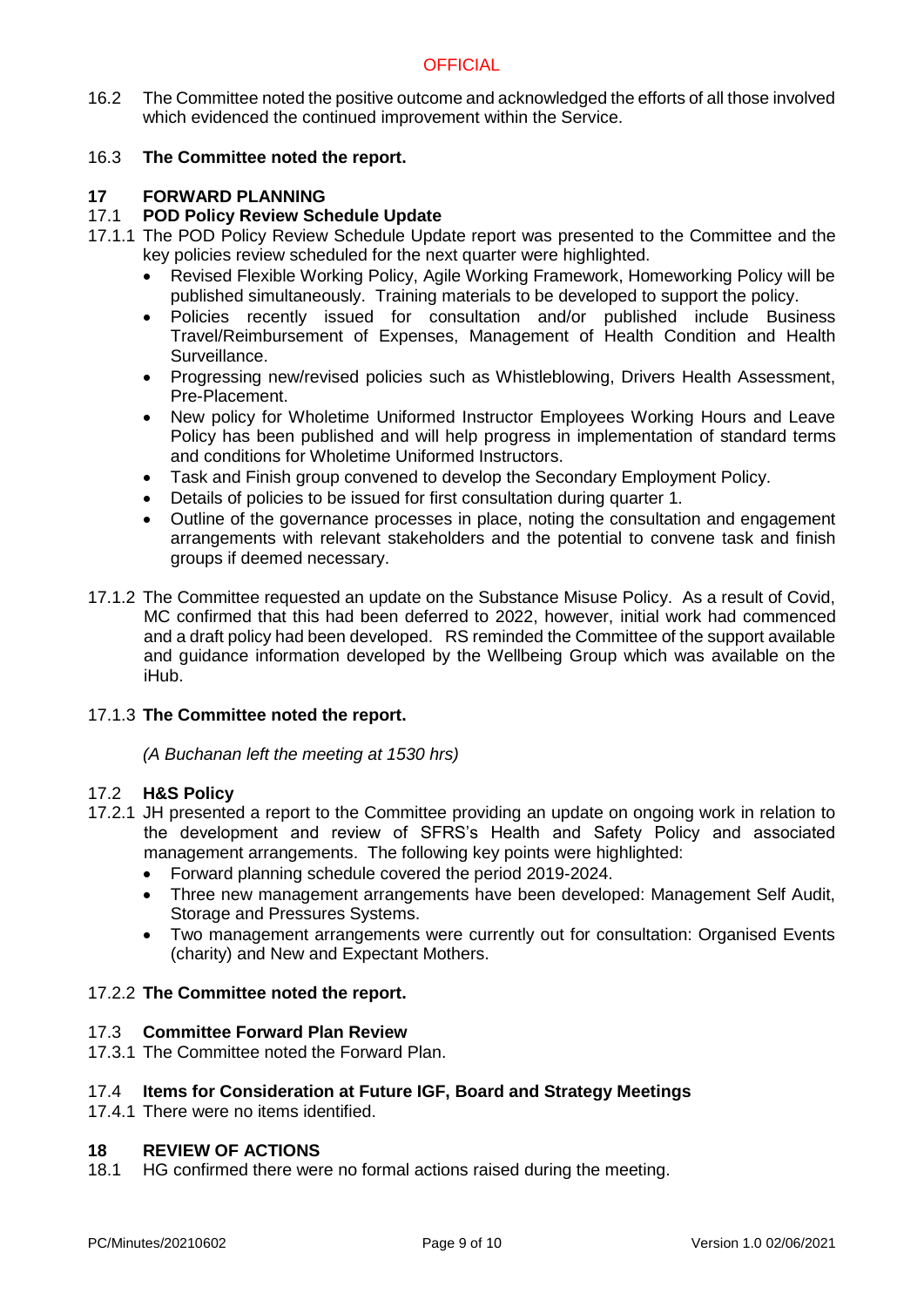16.2 The Committee noted the positive outcome and acknowledged the efforts of all those involved which evidenced the continued improvement within the Service.

16.3 **The Committee noted the report.**

## 17 FORWARD PLANNING

### 17.1 POD Policy Review Schedule Update

17.1.1 The POD Policy Review Schedule Update report was presented to the Committee and the key policies review scheduled for the next quarter were highlighted.

- Revised Flexible Working Policy, Agile Working Framework, Homeworking Policy will be published simultaneously. Training materials to be developed to support the policy.
- Policies recently issued for consultation and/or published include Business Travel/Reimbursement of Expenses, Management of Health Condition and Health Surveillance.
- Progressing new/revised policies such as Whistleblowing, Drivers Health Assessment, Pre-Placement.
- New policy for Wholetime Uniformed Instructor Employees Working Hours and Leave Policy has been published and will help progress in implementation of standard terms and conditions for Wholetime Uniformed Instructors.
- Task and Finish group convened to develop the Secondary Employment Policy.
- Details of policies to be issued for first consultation during quarter 1.
- Outline of the governance processes in place, noting the consultation and engagement arrangements with relevant stakeholders and the potential to convene task and finish groups if deemed necessary.

17.1.2 The Committee requested an update on the Substance Misuse Policy. As a result of Covid, MC confirmed that this had been deferred to 2022, however, initial work had commenced and a draft policy had been developed. RS reminded the Committee of the support available and guidance information developed by the Wellbeing Group which was available on the iHub.

17.1.3 **The Committee noted the report.**

*(A Buchanan left the meeting at 1530 hrs)*

### 17.2 H&S Policy

17.2.1 JH presented a report to the Committee providing an update on ongoing work in relation to the development and review of SFRS's Health and Safety Policy and associated management arrangements. The following key points were highlighted:

- Forward planning schedule covered the period 2019-2024.
- Three new management arrangements have been developed: Management Self Audit, Storage and Pressures Systems.
- Two management arrangements were currently out for consultation: Organised Events (charity) and New and Expectant Mothers.

17.2.2 **The Committee noted the report.**

### 17.3 Committee Forward Plan Review

17.3.1 The Committee noted the Forward Plan.

### 17.4 Items for Consideration at Future IGF, Board and Strategy Meetings

17.4.1 There were no items identified.

## 18 REVIEW OF ACTIONS

18.1 HG confirmed there were no formal actions raised during the meeting.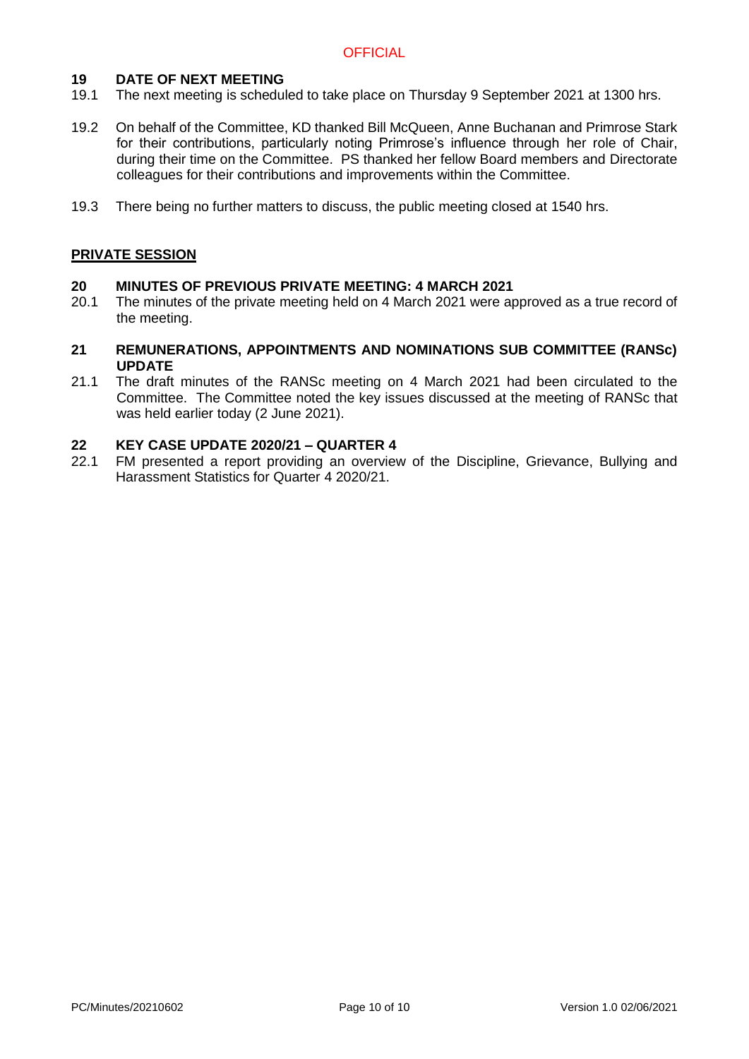## 19 DATE OF NEXT MEETING

19.1 The next meeting is scheduled to take place on Thursday 9 September 2021 at 1300 hrs.

19.2 On behalf of the Committee, KD thanked Bill McQueen, Anne Buchanan and Primrose Stark for their contributions, particularly noting Primrose's influence through her role of Chair, during their time on the Committee. PS thanked her fellow Board members and Directorate colleagues for their contributions and improvements within the Committee.

19.3 There being no further matters to discuss, the public meeting closed at 1540 hrs.

**PRIVATE SESSION**

## 20 MINUTES OF PREVIOUS PRIVATE MEETING: 4 MARCH 2021

20.1 The minutes of the private meeting held on 4 March 2021 were approved as a true record of the meeting.

## 21 REMUNERATIONS, APPOINTMENTS AND NOMINATIONS SUB COMMITTEE (RANSc) UPDATE

21.1 The draft minutes of the RANSc meeting on 4 March 2021 had been circulated to the Committee. The Committee noted the key issues discussed at the meeting of RANSc that was held earlier today (2 June 2021).

## 22 KEY CASE UPDATE 2020/21 – QUARTER 4

22.1 FM presented a report providing an overview of the Discipline, Grievance, Bullying and Harassment Statistics for Quarter 4 2020/21.